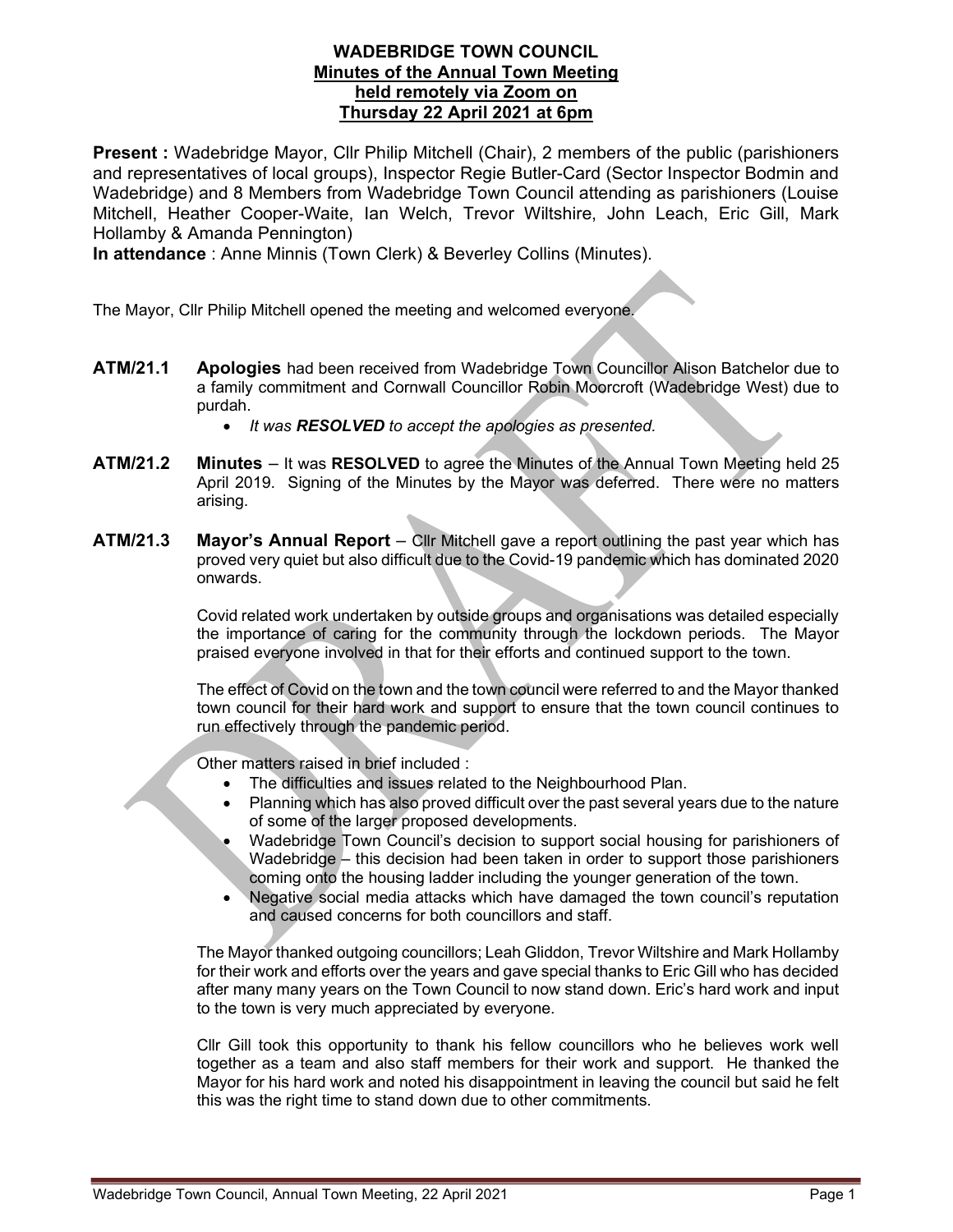# WADEBRIDGE TOWN COUNCIL
## Minutes of the Annual Town Meeting held remotely via Zoom on Thursday 22 April 2021 at 6pm

**Present :** Wadebridge Mayor, Cllr Philip Mitchell (Chair), 2 members of the public (parishioners and representatives of local groups), Inspector Regie Butler-Card (Sector Inspector Bodmin and Wadebridge) and 8 Members from Wadebridge Town Council attending as parishioners (Louise Mitchell, Heather Cooper-Waite, Ian Welch, Trevor Wiltshire, John Leach, Eric Gill, Mark Hollamby & Amanda Pennington)

**In attendance** : Anne Minnis (Town Clerk) & Beverley Collins (Minutes).

The Mayor, Cllr Philip Mitchell opened the meeting and welcomed everyone.

**ATM/21.1 Apologies** had been received from Wadebridge Town Councillor Alison Batchelor due to a family commitment and Cornwall Councillor Robin Moorcroft (Wadebridge West) due to purdah.

- *It was **RESOLVED** to accept the apologies as presented.*

**ATM/21.2 Minutes** – It was **RESOLVED** to agree the Minutes of the Annual Town Meeting held 25 April 2019. Signing of the Minutes by the Mayor was deferred. There were no matters arising.

**ATM/21.3 Mayor's Annual Report** – Cllr Mitchell gave a report outlining the past year which has proved very quiet but also difficult due to the Covid-19 pandemic which has dominated 2020 onwards.

Covid related work undertaken by outside groups and organisations was detailed especially the importance of caring for the community through the lockdown periods. The Mayor praised everyone involved in that for their efforts and continued support to the town.

The effect of Covid on the town and the town council were referred to and the Mayor thanked town council for their hard work and support to ensure that the town council continues to run effectively through the pandemic period.

Other matters raised in brief included :

- The difficulties and issues related to the Neighbourhood Plan.
- Planning which has also proved difficult over the past several years due to the nature of some of the larger proposed developments.
- Wadebridge Town Council's decision to support social housing for parishioners of Wadebridge – this decision had been taken in order to support those parishioners coming onto the housing ladder including the younger generation of the town.
- Negative social media attacks which have damaged the town council's reputation and caused concerns for both councillors and staff.

The Mayor thanked outgoing councillors; Leah Gliddon, Trevor Wiltshire and Mark Hollamby for their work and efforts over the years and gave special thanks to Eric Gill who has decided after many many years on the Town Council to now stand down. Eric's hard work and input to the town is very much appreciated by everyone.

Cllr Gill took this opportunity to thank his fellow councillors who he believes work well together as a team and also staff members for their work and support. He thanked the Mayor for his hard work and noted his disappointment in leaving the council but said he felt this was the right time to stand down due to other commitments.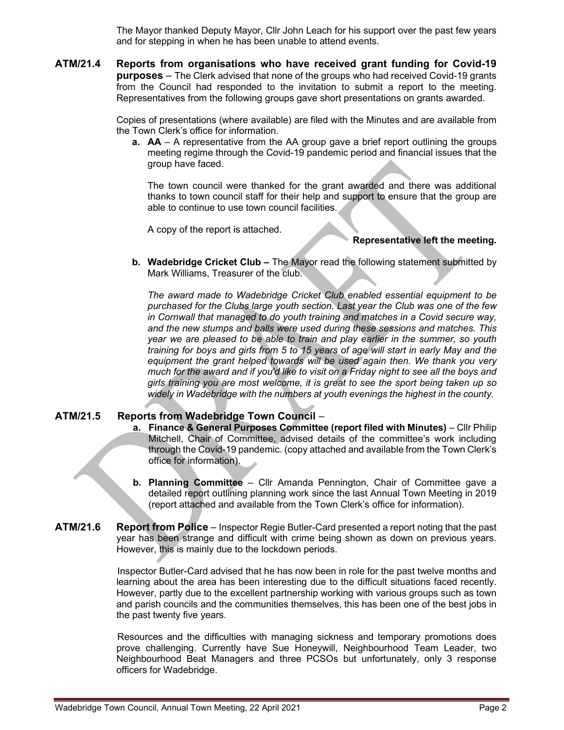The Mayor thanked Deputy Mayor, Cllr John Leach for his support over the past few years and for stepping in when he has been unable to attend events.

**ATM/21.4 Reports from organisations who have received grant funding for Covid-19 purposes** – The Clerk advised that none of the groups who had received Covid-19 grants from the Council had responded to the invitation to submit a report to the meeting. Representatives from the following groups gave short presentations on grants awarded.

Copies of presentations (where available) are filed with the Minutes and are available from the Town Clerk's office for information.

**a. AA** – A representative from the AA group gave a brief report outlining the groups meeting regime through the Covid-19 pandemic period and financial issues that the group have faced.

The town council were thanked for the grant awarded and there was additional thanks to town council staff for their help and support to ensure that the group are able to continue to use town council facilities.

A copy of the report is attached.

**Representative left the meeting.**

**b. Wadebridge Cricket Club –** The Mayor read the following statement submitted by Mark Williams, Treasurer of the club.

*The award made to Wadebridge Cricket Club enabled essential equipment to be purchased for the Clubs large youth section. Last year the Club was one of the few in Cornwall that managed to do youth training and matches in a Covid secure way, and the new stumps and balls were used during these sessions and matches. This year we are pleased to be able to train and play earlier in the summer, so youth training for boys and girls from 5 to 15 years of age will start in early May and the equipment the grant helped towards will be used again then. We thank you very much for the award and if you'd like to visit on a Friday night to see all the boys and girls training you are most welcome, it is great to see the sport being taken up so widely in Wadebridge with the numbers at youth evenings the highest in the county.*

**ATM/21.5 Reports from Wadebridge Town Council** –

**a. Finance & General Purposes Committee (report filed with Minutes)** – Cllr Philip Mitchell, Chair of Committee, advised details of the committee's work including through the Covid-19 pandemic. (copy attached and available from the Town Clerk's office for information).

**b. Planning Committee** – Cllr Amanda Pennington, Chair of Committee gave a detailed report outlining planning work since the last Annual Town Meeting in 2019 (report attached and available from the Town Clerk's office for information).

**ATM/21.6 Report from Police** – Inspector Regie Butler-Card presented a report noting that the past year has been strange and difficult with crime being shown as down on previous years. However, this is mainly due to the lockdown periods.

Inspector Butler-Card advised that he has now been in role for the past twelve months and learning about the area has been interesting due to the difficult situations faced recently. However, partly due to the excellent partnership working with various groups such as town and parish councils and the communities themselves, this has been one of the best jobs in the past twenty five years.

Resources and the difficulties with managing sickness and temporary promotions does prove challenging. Currently have Sue Honeywill, Neighbourhood Team Leader, two Neighbourhood Beat Managers and three PCSOs but unfortunately, only 3 response officers for Wadebridge.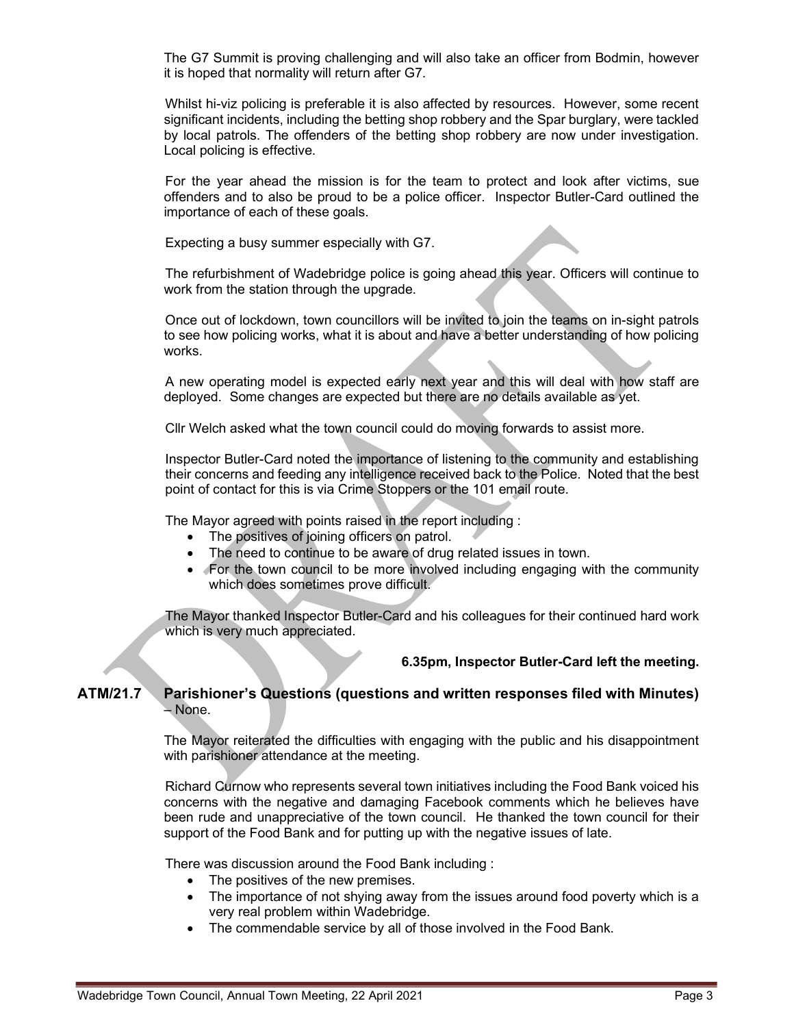The G7 Summit is proving challenging and will also take an officer from Bodmin, however it is hoped that normality will return after G7.

Whilst hi-viz policing is preferable it is also affected by resources. However, some recent significant incidents, including the betting shop robbery and the Spar burglary, were tackled by local patrols. The offenders of the betting shop robbery are now under investigation. Local policing is effective.

For the year ahead the mission is for the team to protect and look after victims, sue offenders and to also be proud to be a police officer. Inspector Butler-Card outlined the importance of each of these goals.

Expecting a busy summer especially with G7.

The refurbishment of Wadebridge police is going ahead this year. Officers will continue to work from the station through the upgrade.

Once out of lockdown, town councillors will be invited to join the teams on in-sight patrols to see how policing works, what it is about and have a better understanding of how policing works.

A new operating model is expected early next year and this will deal with how staff are deployed. Some changes are expected but there are no details available as yet.

Cllr Welch asked what the town council could do moving forwards to assist more.

Inspector Butler-Card noted the importance of listening to the community and establishing their concerns and feeding any intelligence received back to the Police. Noted that the best point of contact for this is via Crime Stoppers or the 101 email route.

The Mayor agreed with points raised in the report including :

- The positives of joining officers on patrol.
- The need to continue to be aware of drug related issues in town.
- For the town council to be more involved including engaging with the community which does sometimes prove difficult.

The Mayor thanked Inspector Butler-Card and his colleagues for their continued hard work which is very much appreciated.

**6.35pm, Inspector Butler-Card left the meeting.**

**ATM/21.7 Parishioner's Questions (questions and written responses filed with Minutes)** – None.

The Mayor reiterated the difficulties with engaging with the public and his disappointment with parishioner attendance at the meeting.

Richard Curnow who represents several town initiatives including the Food Bank voiced his concerns with the negative and damaging Facebook comments which he believes have been rude and unappreciative of the town council. He thanked the town council for their support of the Food Bank and for putting up with the negative issues of late.

There was discussion around the Food Bank including :

- The positives of the new premises.
- The importance of not shying away from the issues around food poverty which is a very real problem within Wadebridge.
- The commendable service by all of those involved in the Food Bank.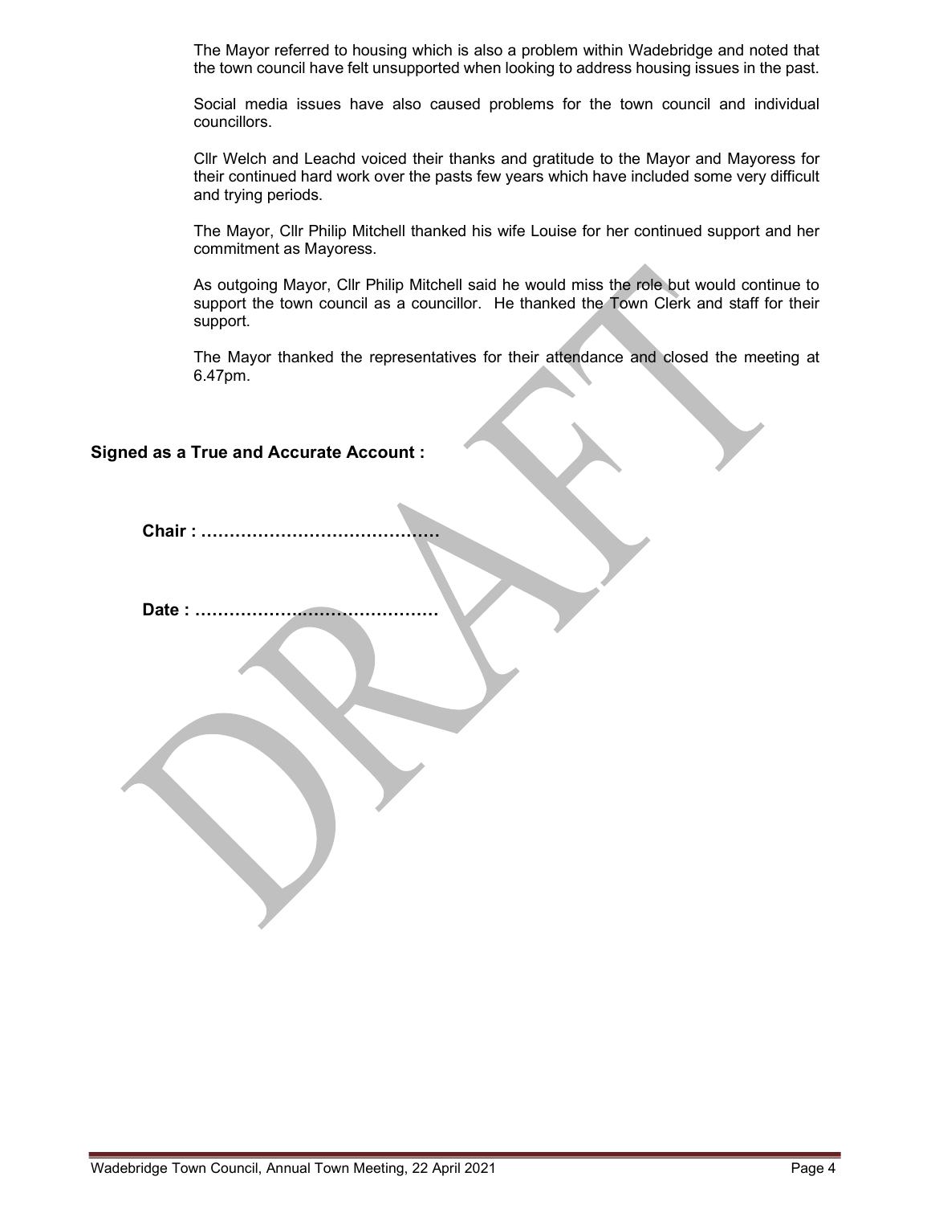The Mayor referred to housing which is also a problem within Wadebridge and noted that the town council have felt unsupported when looking to address housing issues in the past.

Social media issues have also caused problems for the town council and individual councillors.

Cllr Welch and Leachd voiced their thanks and gratitude to the Mayor and Mayoress for their continued hard work over the pasts few years which have included some very difficult and trying periods.

The Mayor, Cllr Philip Mitchell thanked his wife Louise for her continued support and her commitment as Mayoress.

As outgoing Mayor, Cllr Philip Mitchell said he would miss the role but would continue to support the town council as a councillor. He thanked the Town Clerk and staff for their support.

The Mayor thanked the representatives for their attendance and closed the meeting at 6.47pm.

**Signed as a True and Accurate Account :**

**Chair : …………………………………**

**Date : …………………………………**

DRAFT